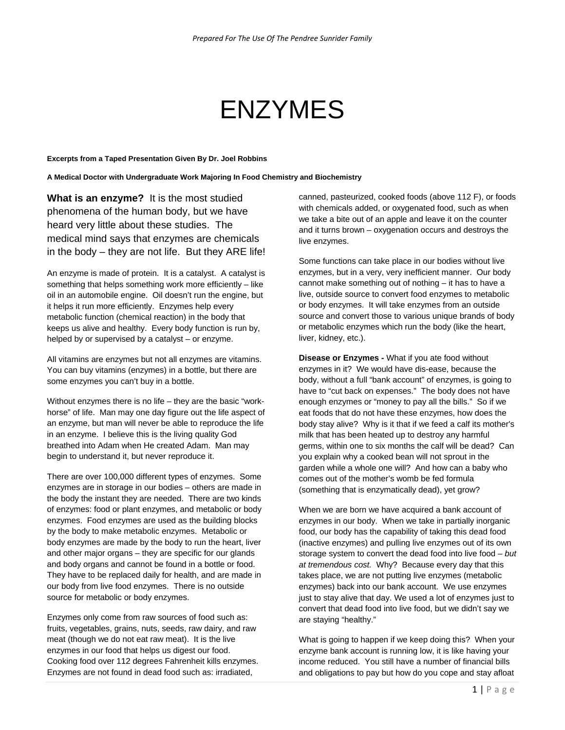# ENZYMES

**Excerpts from a Taped Presentation Given By Dr. Joel Robbins**

**A Medical Doctor with Undergraduate Work Majoring In Food Chemistry and Biochemistry**

**What is an enzyme?** It is the most studied phenomena of the human body, but we have heard very little about these studies. The medical mind says that enzymes are chemicals in the body – they are not life. But they ARE life!

An enzyme is made of protein. It is a catalyst. A catalyst is something that helps something work more efficiently – like oil in an automobile engine. Oil doesn't run the engine, but it helps it run more efficiently. Enzymes help every metabolic function (chemical reaction) in the body that keeps us alive and healthy. Every body function is run by, helped by or supervised by a catalyst – or enzyme.

All vitamins are enzymes but not all enzymes are vitamins. You can buy vitamins (enzymes) in a bottle, but there are some enzymes you can't buy in a bottle.

Without enzymes there is no life – they are the basic "work-horse" of life. Man may one day figure out the life aspect of an enzyme, but man will never be able to reproduce the life in an enzyme. I believe this is the living quality God breathed into Adam when He created Adam. Man may begin to understand it, but never reproduce it.

There are over 100,000 different types of enzymes. Some enzymes are in storage in our bodies – others are made in the body the instant they are needed. There are two kinds of enzymes: food or plant enzymes, and metabolic or body enzymes. Food enzymes are used as the building blocks by the body to make metabolic enzymes. Metabolic or body enzymes are made by the body to run the heart, liver and other major organs – they are specific for our glands and body organs and cannot be found in a bottle or food. They have to be replaced daily for health, and are made in our body from live food enzymes. There is no outside source for metabolic or body enzymes.

Enzymes only come from raw sources of food such as: fruits, vegetables, grains, nuts, seeds, raw dairy, and raw meat (though we do not eat raw meat). It is the live enzymes in our food that helps us digest our food. Cooking food over 112 degrees Fahrenheit kills enzymes. Enzymes are not found in dead food such as: irradiated, canned, pasteurized, cooked foods (above 112 F), or foods with chemicals added, or oxygenated food, such as when we take a bite out of an apple and leave it on the counter and it turns brown – oxygenation occurs and destroys the live enzymes.

Some functions can take place in our bodies without live enzymes, but in a very, very inefficient manner. Our body cannot make something out of nothing – it has to have a live, outside source to convert food enzymes to metabolic or body enzymes. It will take enzymes from an outside source and convert those to various unique brands of body or metabolic enzymes which run the body (like the heart, liver, kidney, etc.).

**Disease or Enzymes -** What if you ate food without enzymes in it? We would have dis-ease, because the body, without a full "bank account" of enzymes, is going to have to "cut back on expenses." The body does not have enough enzymes or "money to pay all the bills." So if we eat foods that do not have these enzymes, how does the body stay alive? Why is it that if we feed a calf its mother's milk that has been heated up to destroy any harmful germs, within one to six months the calf will be dead? Can you explain why a cooked bean will not sprout in the garden while a whole one will? And how can a baby who comes out of the mother's womb be fed formula (something that is enzymatically dead), yet grow?

When we are born we have acquired a bank account of enzymes in our body. When we take in partially inorganic food, our body has the capability of taking this dead food (inactive enzymes) and pulling live enzymes out of its own storage system to convert the dead food into live food – *but at tremendous cost.* Why? Because every day that this takes place, we are not putting live enzymes (metabolic enzymes) back into our bank account. We use enzymes just to stay alive that day. We used a lot of enzymes just to convert that dead food into live food, but we didn't say we are staying "healthy."

What is going to happen if we keep doing this? When your enzyme bank account is running low, it is like having your income reduced. You still have a number of financial bills and obligations to pay but how do you cope and stay afloat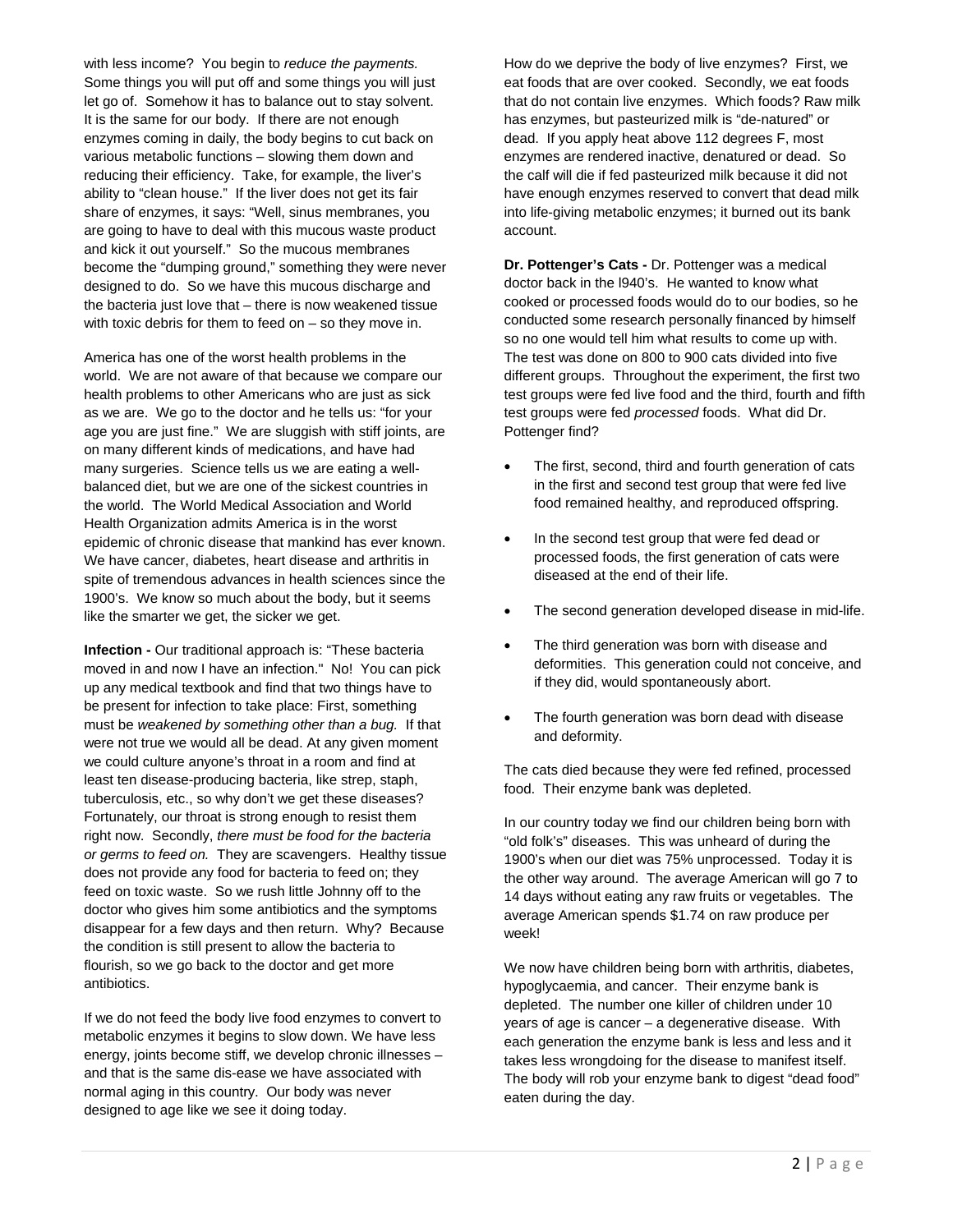with less income? You begin to *reduce the payments.* Some things you will put off and some things you will just let go of. Somehow it has to balance out to stay solvent. It is the same for our body. If there are not enough enzymes coming in daily, the body begins to cut back on various metabolic functions – slowing them down and reducing their efficiency. Take, for example, the liver's ability to "clean house." If the liver does not get its fair share of enzymes, it says: "Well, sinus membranes, you are going to have to deal with this mucous waste product and kick it out yourself." So the mucous membranes become the "dumping ground," something they were never designed to do. So we have this mucous discharge and the bacteria just love that – there is now weakened tissue with toxic debris for them to feed on – so they move in.

America has one of the worst health problems in the world. We are not aware of that because we compare our health problems to other Americans who are just as sick as we are. We go to the doctor and he tells us: "for your age you are just fine." We are sluggish with stiff joints, are on many different kinds of medications, and have had many surgeries. Science tells us we are eating a well-balanced diet, but we are one of the sickest countries in the world. The World Medical Association and World Health Organization admits America is in the worst epidemic of chronic disease that mankind has ever known. We have cancer, diabetes, heart disease and arthritis in spite of tremendous advances in health sciences since the 1900's. We know so much about the body, but it seems like the smarter we get, the sicker we get.

**Infection -** Our traditional approach is: "These bacteria moved in and now I have an infection." No! You can pick up any medical textbook and find that two things have to be present for infection to take place: First, something must be *weakened by something other than a bug.* If that were not true we would all be dead. At any given moment we could culture anyone's throat in a room and find at least ten disease-producing bacteria, like strep, staph, tuberculosis, etc., so why don't we get these diseases? Fortunately, our throat is strong enough to resist them right now. Secondly, *there must be food for the bacteria or germs to feed on.* They are scavengers. Healthy tissue does not provide any food for bacteria to feed on; they feed on toxic waste. So we rush little Johnny off to the doctor who gives him some antibiotics and the symptoms disappear for a few days and then return. Why? Because the condition is still present to allow the bacteria to flourish, so we go back to the doctor and get more antibiotics.

If we do not feed the body live food enzymes to convert to metabolic enzymes it begins to slow down. We have less energy, joints become stiff, we develop chronic illnesses – and that is the same dis-ease we have associated with normal aging in this country. Our body was never designed to age like we see it doing today.

How do we deprive the body of live enzymes? First, we eat foods that are over cooked. Secondly, we eat foods that do not contain live enzymes. Which foods? Raw milk has enzymes, but pasteurized milk is "de-natured" or dead. If you apply heat above 112 degrees F, most enzymes are rendered inactive, denatured or dead. So the calf will die if fed pasteurized milk because it did not have enough enzymes reserved to convert that dead milk into life-giving metabolic enzymes; it burned out its bank account.

**Dr. Pottenger's Cats -** Dr. Pottenger was a medical doctor back in the l940's. He wanted to know what cooked or processed foods would do to our bodies, so he conducted some research personally financed by himself so no one would tell him what results to come up with. The test was done on 800 to 900 cats divided into five different groups. Throughout the experiment, the first two test groups were fed live food and the third, fourth and fifth test groups were fed *processed* foods. What did Dr. Pottenger find?

- The first, second, third and fourth generation of cats in the first and second test group that were fed live food remained healthy, and reproduced offspring.
- In the second test group that were fed dead or processed foods, the first generation of cats were diseased at the end of their life.
- The second generation developed disease in mid-life.
- The third generation was born with disease and deformities. This generation could not conceive, and if they did, would spontaneously abort.
- The fourth generation was born dead with disease and deformity.

The cats died because they were fed refined, processed food. Their enzyme bank was depleted.

In our country today we find our children being born with "old folk's" diseases. This was unheard of during the 1900's when our diet was 75% unprocessed. Today it is the other way around. The average American will go 7 to 14 days without eating any raw fruits or vegetables. The average American spends $1.74 on raw produce per week!

We now have children being born with arthritis, diabetes, hypoglycaemia, and cancer. Their enzyme bank is depleted. The number one killer of children under 10 years of age is cancer – a degenerative disease. With each generation the enzyme bank is less and less and it takes less wrongdoing for the disease to manifest itself. The body will rob your enzyme bank to digest "dead food" eaten during the day.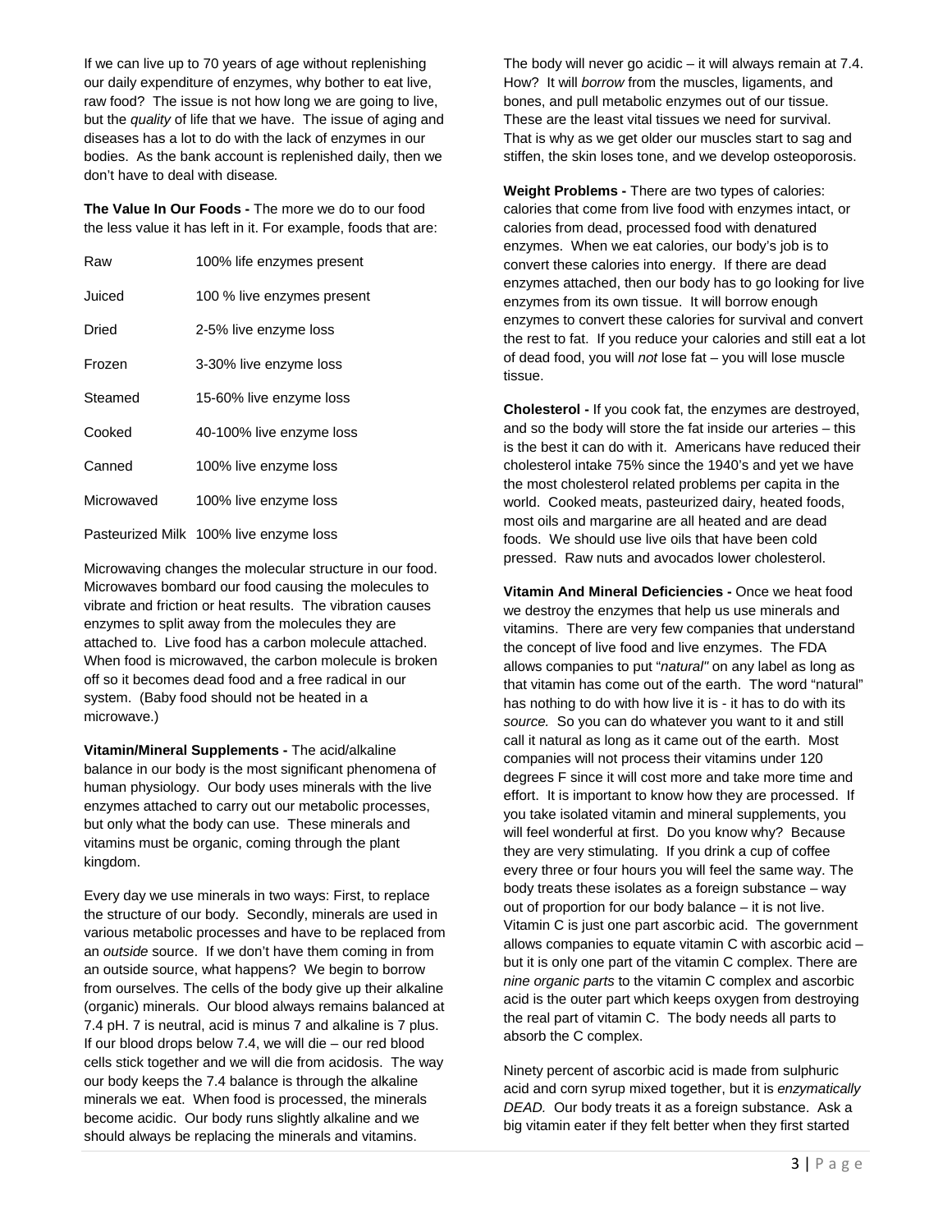If we can live up to 70 years of age without replenishing our daily expenditure of enzymes, why bother to eat live, raw food? The issue is not how long we are going to live, but the *quality* of life that we have. The issue of aging and diseases has a lot to do with the lack of enzymes in our bodies. As the bank account is replenished daily, then we don't have to deal with disease*.*

**The Value In Our Foods -** The more we do to our food the less value it has left in it. For example, foods that are:

| | |
|---|---|
| Raw | 100% life enzymes present |
| Juiced | 100 % live enzymes present |
| Dried | 2-5% live enzyme loss |
| Frozen | 3-30% live enzyme loss |
| Steamed | 15-60% live enzyme loss |
| Cooked | 40-100% live enzyme loss |
| Canned | 100% live enzyme loss |
| Microwaved | 100% live enzyme loss |
| Pasteurized Milk | 100% live enzyme loss |

Microwaving changes the molecular structure in our food. Microwaves bombard our food causing the molecules to vibrate and friction or heat results. The vibration causes enzymes to split away from the molecules they are attached to. Live food has a carbon molecule attached. When food is microwaved, the carbon molecule is broken off so it becomes dead food and a free radical in our system. (Baby food should not be heated in a microwave.)

**Vitamin/Mineral Supplements -** The acid/alkaline balance in our body is the most significant phenomena of human physiology. Our body uses minerals with the live enzymes attached to carry out our metabolic processes, but only what the body can use. These minerals and vitamins must be organic, coming through the plant kingdom.

Every day we use minerals in two ways: First, to replace the structure of our body. Secondly, minerals are used in various metabolic processes and have to be replaced from an *outside* source. If we don't have them coming in from an outside source, what happens? We begin to borrow from ourselves. The cells of the body give up their alkaline (organic) minerals. Our blood always remains balanced at 7.4 pH. 7 is neutral, acid is minus 7 and alkaline is 7 plus. If our blood drops below 7.4, we will die – our red blood cells stick together and we will die from acidosis. The way our body keeps the 7.4 balance is through the alkaline minerals we eat. When food is processed, the minerals become acidic. Our body runs slightly alkaline and we should always be replacing the minerals and vitamins.

The body will never go acidic – it will always remain at 7.4. How? It will *borrow* from the muscles, ligaments, and bones, and pull metabolic enzymes out of our tissue. These are the least vital tissues we need for survival. That is why as we get older our muscles start to sag and stiffen, the skin loses tone, and we develop osteoporosis.

**Weight Problems -** There are two types of calories: calories that come from live food with enzymes intact, or calories from dead, processed food with denatured enzymes. When we eat calories, our body's job is to convert these calories into energy. If there are dead enzymes attached, then our body has to go looking for live enzymes from its own tissue. It will borrow enough enzymes to convert these calories for survival and convert the rest to fat. If you reduce your calories and still eat a lot of dead food, you will *not* lose fat – you will lose muscle tissue.

**Cholesterol -** If you cook fat, the enzymes are destroyed, and so the body will store the fat inside our arteries – this is the best it can do with it. Americans have reduced their cholesterol intake 75% since the 1940's and yet we have the most cholesterol related problems per capita in the world. Cooked meats, pasteurized dairy, heated foods, most oils and margarine are all heated and are dead foods. We should use live oils that have been cold pressed. Raw nuts and avocados lower cholesterol.

**Vitamin And Mineral Deficiencies -** Once we heat food we destroy the enzymes that help us use minerals and vitamins. There are very few companies that understand the concept of live food and live enzymes. The FDA allows companies to put "*natural"* on any label as long as that vitamin has come out of the earth. The word "natural" has nothing to do with how live it is - it has to do with its *source.* So you can do whatever you want to it and still call it natural as long as it came out of the earth. Most companies will not process their vitamins under 120 degrees F since it will cost more and take more time and effort. It is important to know how they are processed. If you take isolated vitamin and mineral supplements, you will feel wonderful at first. Do you know why? Because they are very stimulating. If you drink a cup of coffee every three or four hours you will feel the same way. The body treats these isolates as a foreign substance – way out of proportion for our body balance – it is not live. Vitamin C is just one part ascorbic acid. The government allows companies to equate vitamin C with ascorbic acid – but it is only one part of the vitamin C complex. There are *nine organic parts* to the vitamin C complex and ascorbic acid is the outer part which keeps oxygen from destroying the real part of vitamin C. The body needs all parts to absorb the C complex.

Ninety percent of ascorbic acid is made from sulphuric acid and corn syrup mixed together, but it is *enzymatically DEAD.* Our body treats it as a foreign substance. Ask a big vitamin eater if they felt better when they first started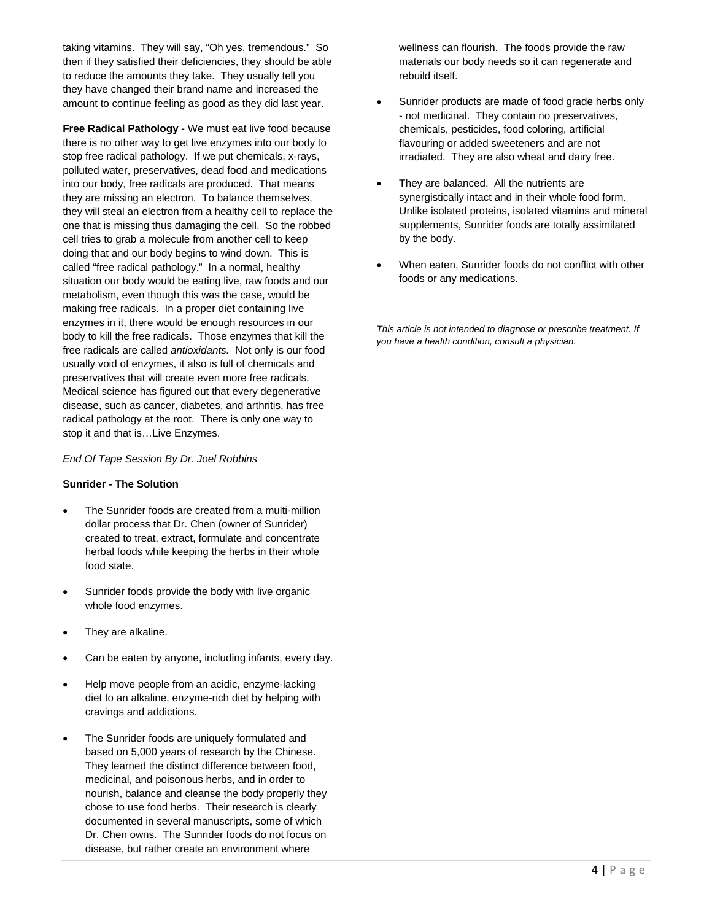taking vitamins. They will say, "Oh yes, tremendous." So then if they satisfied their deficiencies, they should be able to reduce the amounts they take. They usually tell you they have changed their brand name and increased the amount to continue feeling as good as they did last year.

**Free Radical Pathology -** We must eat live food because there is no other way to get live enzymes into our body to stop free radical pathology. If we put chemicals, x-rays, polluted water, preservatives, dead food and medications into our body, free radicals are produced. That means they are missing an electron. To balance themselves, they will steal an electron from a healthy cell to replace the one that is missing thus damaging the cell. So the robbed cell tries to grab a molecule from another cell to keep doing that and our body begins to wind down. This is called "free radical pathology." In a normal, healthy situation our body would be eating live, raw foods and our metabolism, even though this was the case, would be making free radicals. In a proper diet containing live enzymes in it, there would be enough resources in our body to kill the free radicals. Those enzymes that kill the free radicals are called *antioxidants.* Not only is our food usually void of enzymes, it also is full of chemicals and preservatives that will create even more free radicals. Medical science has figured out that every degenerative disease, such as cancer, diabetes, and arthritis, has free radical pathology at the root. There is only one way to stop it and that is…Live Enzymes.

*End Of Tape Session By Dr. Joel Robbins*

**Sunrider - The Solution**

- The Sunrider foods are created from a multi-million dollar process that Dr. Chen (owner of Sunrider) created to treat, extract, formulate and concentrate herbal foods while keeping the herbs in their whole food state.
- Sunrider foods provide the body with live organic whole food enzymes.
- They are alkaline.
- Can be eaten by anyone, including infants, every day.
- Help move people from an acidic, enzyme-lacking diet to an alkaline, enzyme-rich diet by helping with cravings and addictions.
- The Sunrider foods are uniquely formulated and based on 5,000 years of research by the Chinese. They learned the distinct difference between food, medicinal, and poisonous herbs, and in order to nourish, balance and cleanse the body properly they chose to use food herbs. Their research is clearly documented in several manuscripts, some of which Dr. Chen owns. The Sunrider foods do not focus on disease, but rather create an environment where wellness can flourish. The foods provide the raw materials our body needs so it can regenerate and rebuild itself.
- Sunrider products are made of food grade herbs only - not medicinal. They contain no preservatives, chemicals, pesticides, food coloring, artificial flavouring or added sweeteners and are not irradiated. They are also wheat and dairy free.
- They are balanced. All the nutrients are synergistically intact and in their whole food form. Unlike isolated proteins, isolated vitamins and mineral supplements, Sunrider foods are totally assimilated by the body.
- When eaten, Sunrider foods do not conflict with other foods or any medications.

*This article is not intended to diagnose or prescribe treatment. If you have a health condition, consult a physician.*